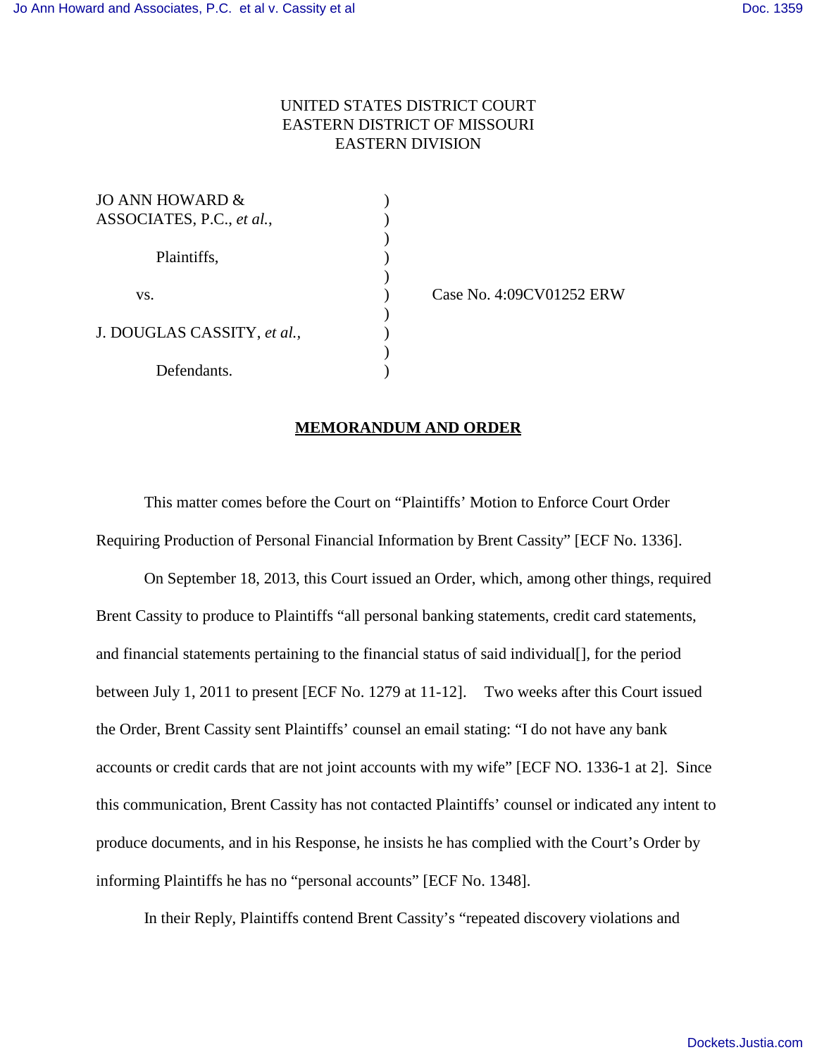UNITED STATES DISTRICT COURT
EASTERN DISTRICT OF MISSOURI
EASTERN DIVISION

| | | |
|---|---|---|
| JO ANN HOWARD & ASSOCIATES, P.C., *et al.*, | ) | |
| Plaintiffs, | ) | |
| vs. | ) | Case No. 4:09CV01252 ERW |
| J. DOUGLAS CASSITY, *et al.*, | ) | |
| Defendants. | ) | |

## MEMORANDUM AND ORDER

This matter comes before the Court on "Plaintiffs' Motion to Enforce Court Order Requiring Production of Personal Financial Information by Brent Cassity" [ECF No. 1336].

On September 18, 2013, this Court issued an Order, which, among other things, required Brent Cassity to produce to Plaintiffs "all personal banking statements, credit card statements, and financial statements pertaining to the financial status of said individual[], for the period between July 1, 2011 to present [ECF No. 1279 at 11-12]. Two weeks after this Court issued the Order, Brent Cassity sent Plaintiffs' counsel an email stating: "I do not have any bank accounts or credit cards that are not joint accounts with my wife" [ECF NO. 1336-1 at 2]. Since this communication, Brent Cassity has not contacted Plaintiffs' counsel or indicated any intent to produce documents, and in his Response, he insists he has complied with the Court's Order by informing Plaintiffs he has no "personal accounts" [ECF No. 1348].

In their Reply, Plaintiffs contend Brent Cassity's "repeated discovery violations and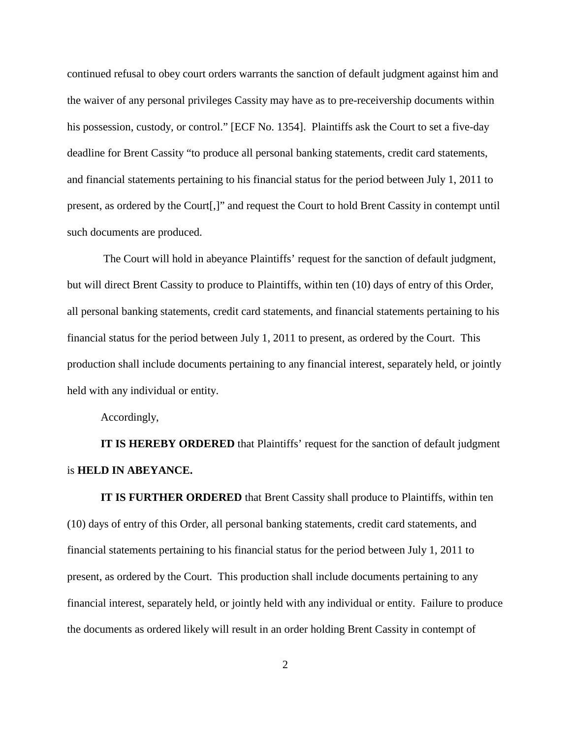continued refusal to obey court orders warrants the sanction of default judgment against him and the waiver of any personal privileges Cassity may have as to pre-receivership documents within his possession, custody, or control." [ECF No. 1354]. Plaintiffs ask the Court to set a five-day deadline for Brent Cassity "to produce all personal banking statements, credit card statements, and financial statements pertaining to his financial status for the period between July 1, 2011 to present, as ordered by the Court[,]" and request the Court to hold Brent Cassity in contempt until such documents are produced.

The Court will hold in abeyance Plaintiffs' request for the sanction of default judgment, but will direct Brent Cassity to produce to Plaintiffs, within ten (10) days of entry of this Order, all personal banking statements, credit card statements, and financial statements pertaining to his financial status for the period between July 1, 2011 to present, as ordered by the Court. This production shall include documents pertaining to any financial interest, separately held, or jointly held with any individual or entity.

Accordingly,

**IT IS HEREBY ORDERED** that Plaintiffs' request for the sanction of default judgment is **HELD IN ABEYANCE.**

**IT IS FURTHER ORDERED** that Brent Cassity shall produce to Plaintiffs, within ten (10) days of entry of this Order, all personal banking statements, credit card statements, and financial statements pertaining to his financial status for the period between July 1, 2011 to present, as ordered by the Court. This production shall include documents pertaining to any financial interest, separately held, or jointly held with any individual or entity. Failure to produce the documents as ordered likely will result in an order holding Brent Cassity in contempt of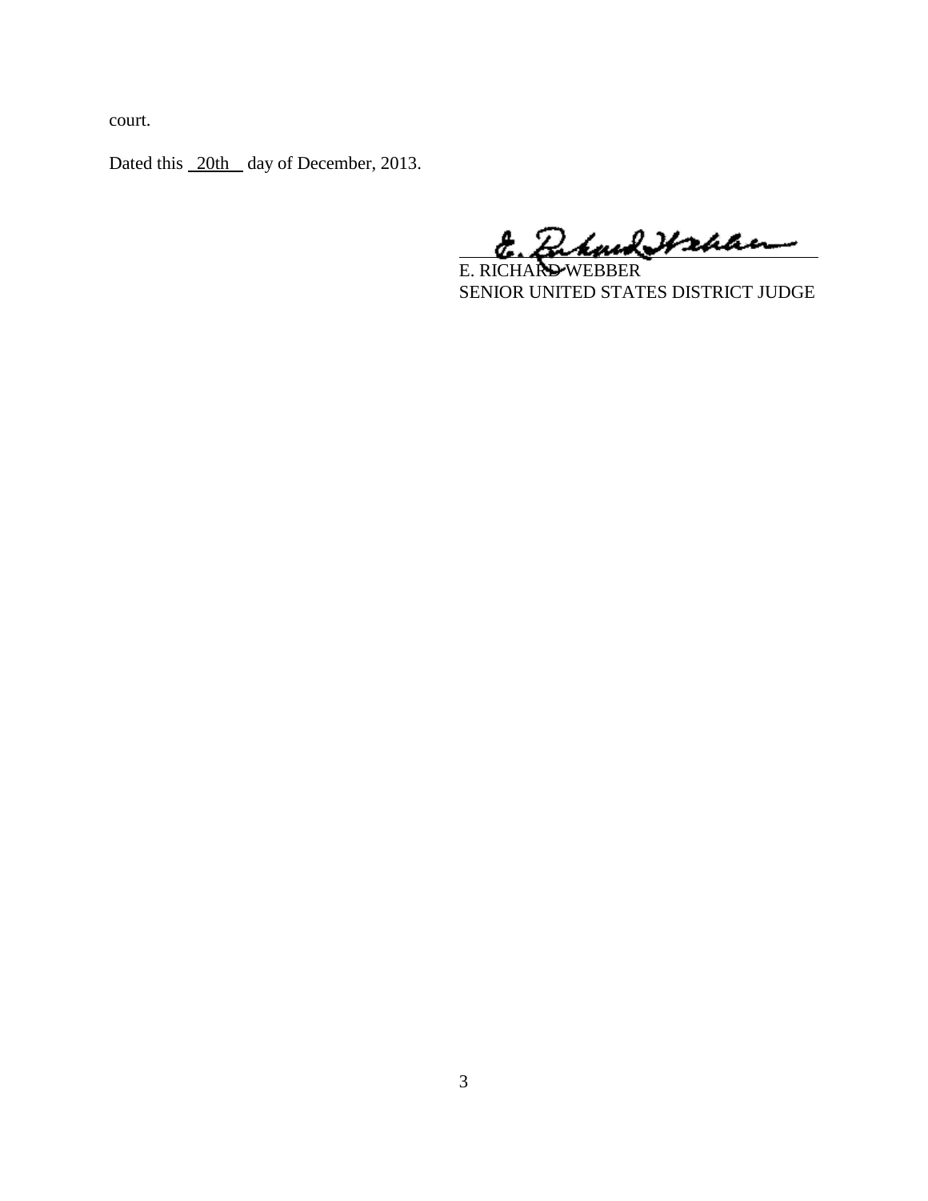court.

Dated this 20th day of December, 2013.

E. RICHARD WEBBER
SENIOR UNITED STATES DISTRICT JUDGE